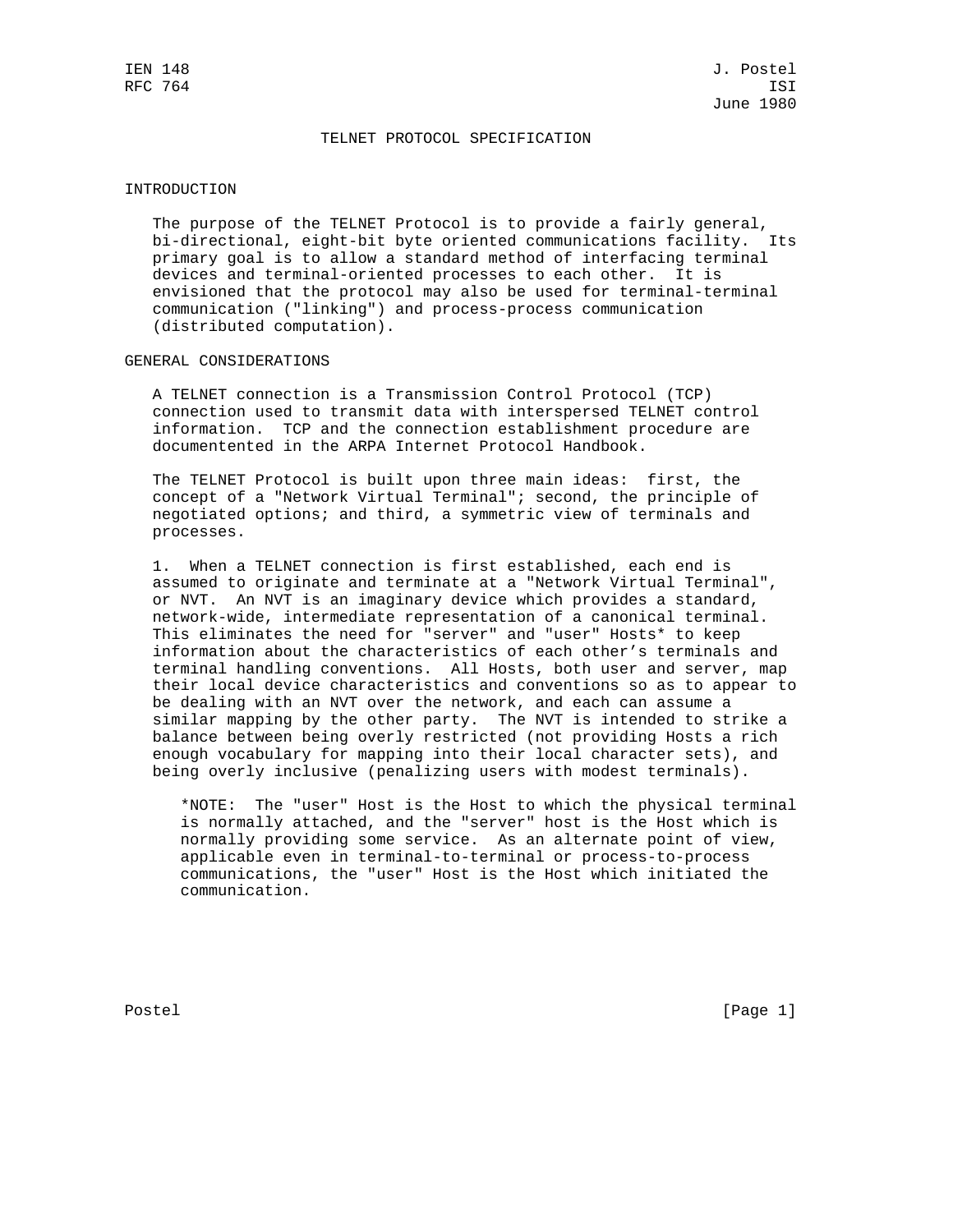IEN 148
RFC 764

J. Postel
ISI
June 1980

# TELNET PROTOCOL SPECIFICATION

## INTRODUCTION

The purpose of the TELNET Protocol is to provide a fairly general, bi-directional, eight-bit byte oriented communications facility. Its primary goal is to allow a standard method of interfacing terminal devices and terminal-oriented processes to each other. It is envisioned that the protocol may also be used for terminal-terminal communication ("linking") and process-process communication (distributed computation).

## GENERAL CONSIDERATIONS

A TELNET connection is a Transmission Control Protocol (TCP) connection used to transmit data with interspersed TELNET control information. TCP and the connection establishment procedure are documentented in the ARPA Internet Protocol Handbook.

The TELNET Protocol is built upon three main ideas: first, the concept of a "Network Virtual Terminal"; second, the principle of negotiated options; and third, a symmetric view of terminals and processes.

1. When a TELNET connection is first established, each end is assumed to originate and terminate at a "Network Virtual Terminal", or NVT. An NVT is an imaginary device which provides a standard, network-wide, intermediate representation of a canonical terminal. This eliminates the need for "server" and "user" Hosts* to keep information about the characteristics of each other's terminals and terminal handling conventions. All Hosts, both user and server, map their local device characteristics and conventions so as to appear to be dealing with an NVT over the network, and each can assume a similar mapping by the other party. The NVT is intended to strike a balance between being overly restricted (not providing Hosts a rich enough vocabulary for mapping into their local character sets), and being overly inclusive (penalizing users with modest terminals).

   *NOTE: The "user" Host is the Host to which the physical terminal is normally attached, and the "server" host is the Host which is normally providing some service. As an alternate point of view, applicable even in terminal-to-terminal or process-to-process communications, the "user" Host is the Host which initiated the communication.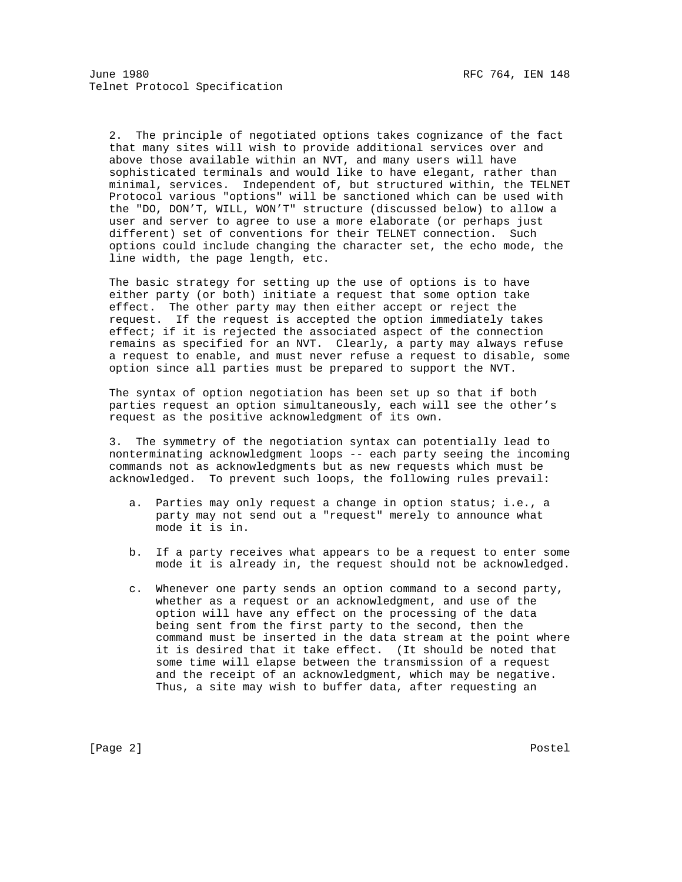2. The principle of negotiated options takes cognizance of the fact that many sites will wish to provide additional services over and above those available within an NVT, and many users will have sophisticated terminals and would like to have elegant, rather than minimal, services. Independent of, but structured within, the TELNET Protocol various "options" will be sanctioned which can be used with the "DO, DON'T, WILL, WON'T" structure (discussed below) to allow a user and server to agree to use a more elaborate (or perhaps just different) set of conventions for their TELNET connection. Such options could include changing the character set, the echo mode, the line width, the page length, etc.

The basic strategy for setting up the use of options is to have either party (or both) initiate a request that some option take effect. The other party may then either accept or reject the request. If the request is accepted the option immediately takes effect; if it is rejected the associated aspect of the connection remains as specified for an NVT. Clearly, a party may always refuse a request to enable, and must never refuse a request to disable, some option since all parties must be prepared to support the NVT.

The syntax of option negotiation has been set up so that if both parties request an option simultaneously, each will see the other's request as the positive acknowledgment of its own.

3. The symmetry of the negotiation syntax can potentially lead to nonterminating acknowledgment loops -- each party seeing the incoming commands not as acknowledgments but as new requests which must be acknowledged. To prevent such loops, the following rules prevail:

a. Parties may only request a change in option status; i.e., a party may not send out a "request" merely to announce what mode it is in.

b. If a party receives what appears to be a request to enter some mode it is already in, the request should not be acknowledged.

c. Whenever one party sends an option command to a second party, whether as a request or an acknowledgment, and use of the option will have any effect on the processing of the data being sent from the first party to the second, then the command must be inserted in the data stream at the point where it is desired that it take effect. (It should be noted that some time will elapse between the transmission of a request and the receipt of an acknowledgment, which may be negative. Thus, a site may wish to buffer data, after requesting an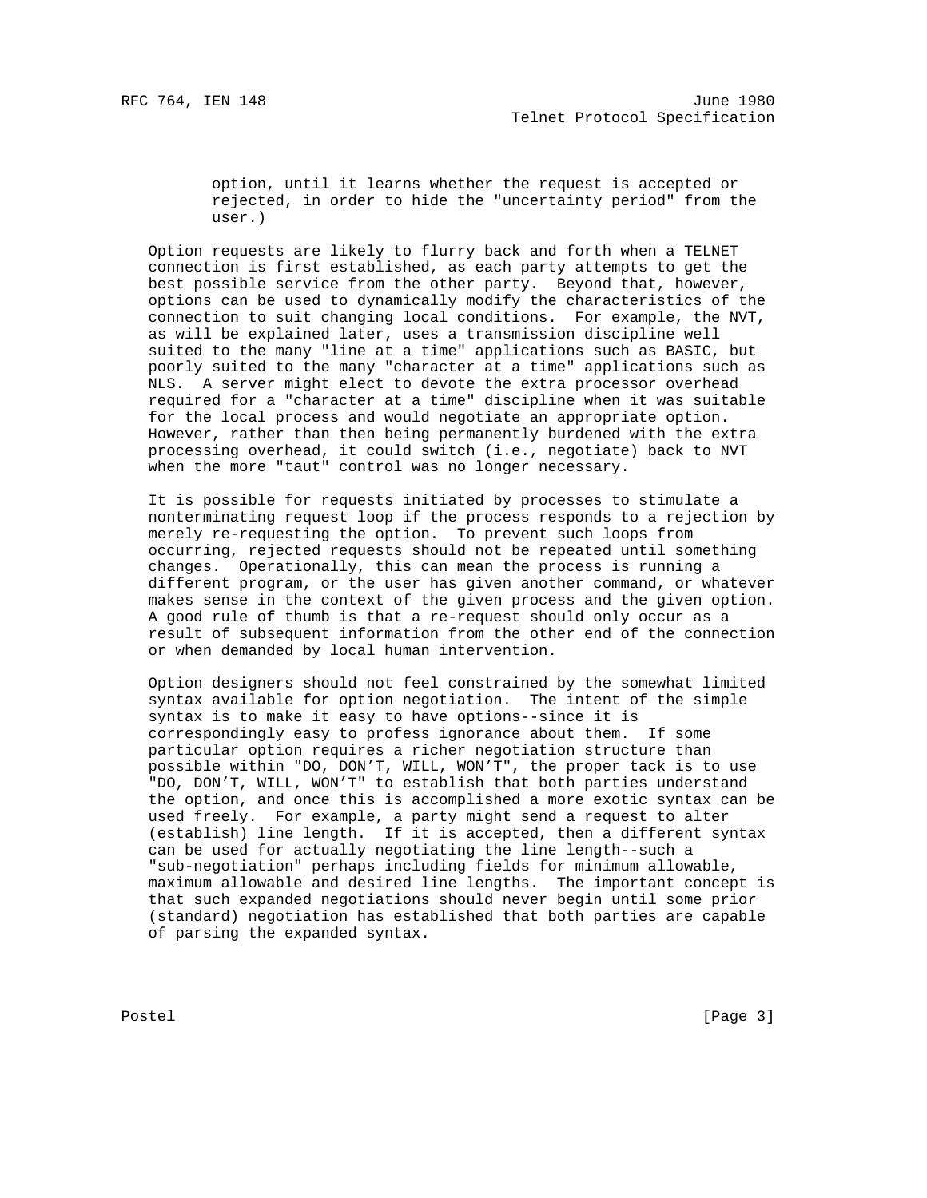option, until it learns whether the request is accepted or rejected, in order to hide the "uncertainty period" from the user.)

Option requests are likely to flurry back and forth when a TELNET connection is first established, as each party attempts to get the best possible service from the other party. Beyond that, however, options can be used to dynamically modify the characteristics of the connection to suit changing local conditions. For example, the NVT, as will be explained later, uses a transmission discipline well suited to the many "line at a time" applications such as BASIC, but poorly suited to the many "character at a time" applications such as NLS. A server might elect to devote the extra processor overhead required for a "character at a time" discipline when it was suitable for the local process and would negotiate an appropriate option. However, rather than then being permanently burdened with the extra processing overhead, it could switch (i.e., negotiate) back to NVT when the more "taut" control was no longer necessary.

It is possible for requests initiated by processes to stimulate a nonterminating request loop if the process responds to a rejection by merely re-requesting the option. To prevent such loops from occurring, rejected requests should not be repeated until something changes. Operationally, this can mean the process is running a different program, or the user has given another command, or whatever makes sense in the context of the given process and the given option. A good rule of thumb is that a re-request should only occur as a result of subsequent information from the other end of the connection or when demanded by local human intervention.

Option designers should not feel constrained by the somewhat limited syntax available for option negotiation. The intent of the simple syntax is to make it easy to have options--since it is correspondingly easy to profess ignorance about them. If some particular option requires a richer negotiation structure than possible within "DO, DON'T, WILL, WON'T", the proper tack is to use "DO, DON'T, WILL, WON'T" to establish that both parties understand the option, and once this is accomplished a more exotic syntax can be used freely. For example, a party might send a request to alter (establish) line length. If it is accepted, then a different syntax can be used for actually negotiating the line length--such a "sub-negotiation" perhaps including fields for minimum allowable, maximum allowable and desired line lengths. The important concept is that such expanded negotiations should never begin until some prior (standard) negotiation has established that both parties are capable of parsing the expanded syntax.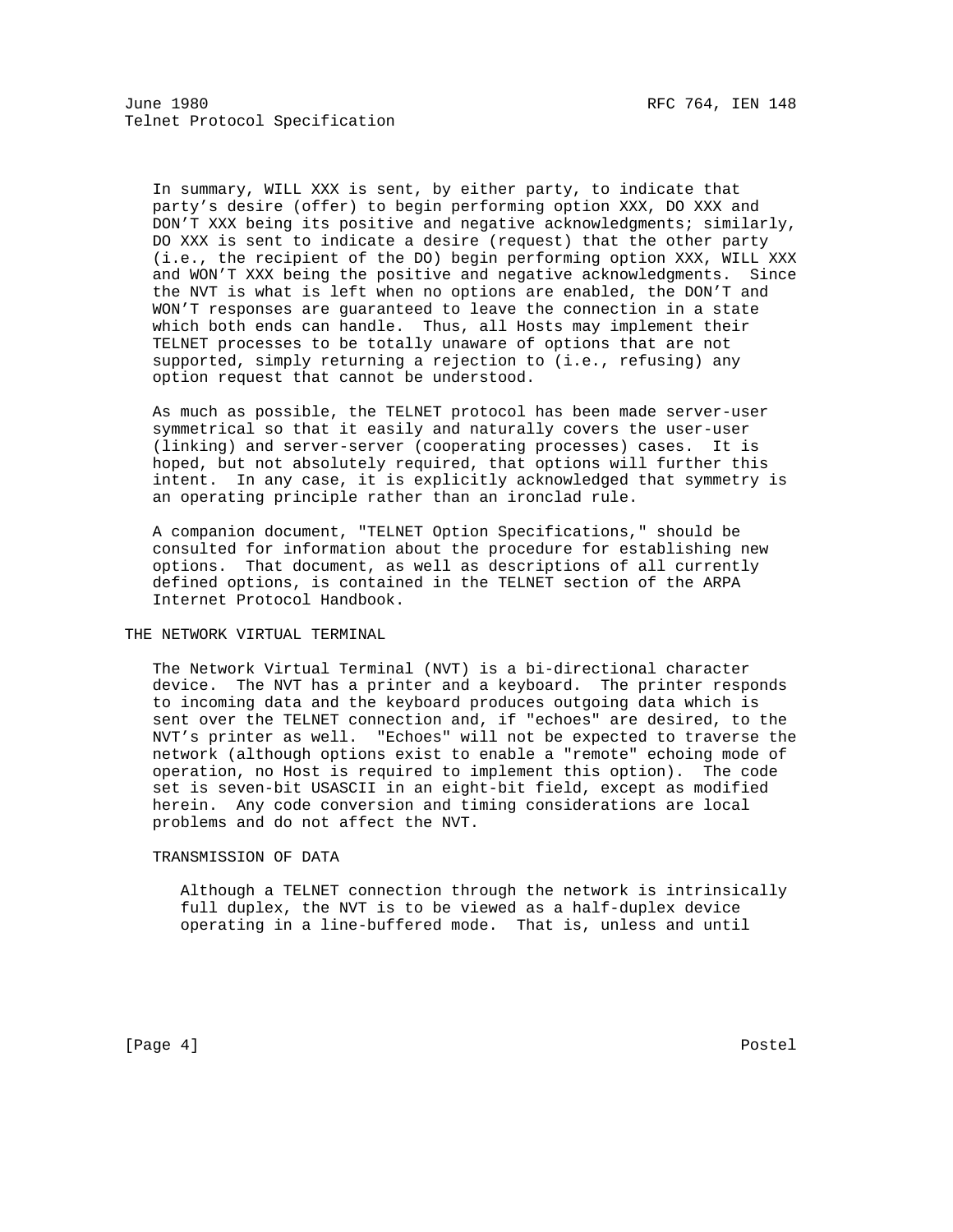In summary, WILL XXX is sent, by either party, to indicate that party's desire (offer) to begin performing option XXX, DO XXX and DON'T XXX being its positive and negative acknowledgments; similarly, DO XXX is sent to indicate a desire (request) that the other party (i.e., the recipient of the DO) begin performing option XXX, WILL XXX and WON'T XXX being the positive and negative acknowledgments. Since the NVT is what is left when no options are enabled, the DON'T and WON'T responses are guaranteed to leave the connection in a state which both ends can handle. Thus, all Hosts may implement their TELNET processes to be totally unaware of options that are not supported, simply returning a rejection to (i.e., refusing) any option request that cannot be understood.

As much as possible, the TELNET protocol has been made server-user symmetrical so that it easily and naturally covers the user-user (linking) and server-server (cooperating processes) cases. It is hoped, but not absolutely required, that options will further this intent. In any case, it is explicitly acknowledged that symmetry is an operating principle rather than an ironclad rule.

A companion document, "TELNET Option Specifications," should be consulted for information about the procedure for establishing new options. That document, as well as descriptions of all currently defined options, is contained in the TELNET section of the ARPA Internet Protocol Handbook.

## THE NETWORK VIRTUAL TERMINAL

The Network Virtual Terminal (NVT) is a bi-directional character device. The NVT has a printer and a keyboard. The printer responds to incoming data and the keyboard produces outgoing data which is sent over the TELNET connection and, if "echoes" are desired, to the NVT's printer as well. "Echoes" will not be expected to traverse the network (although options exist to enable a "remote" echoing mode of operation, no Host is required to implement this option). The code set is seven-bit USASCII in an eight-bit field, except as modified herein. Any code conversion and timing considerations are local problems and do not affect the NVT.

### TRANSMISSION OF DATA

Although a TELNET connection through the network is intrinsically full duplex, the NVT is to be viewed as a half-duplex device operating in a line-buffered mode. That is, unless and until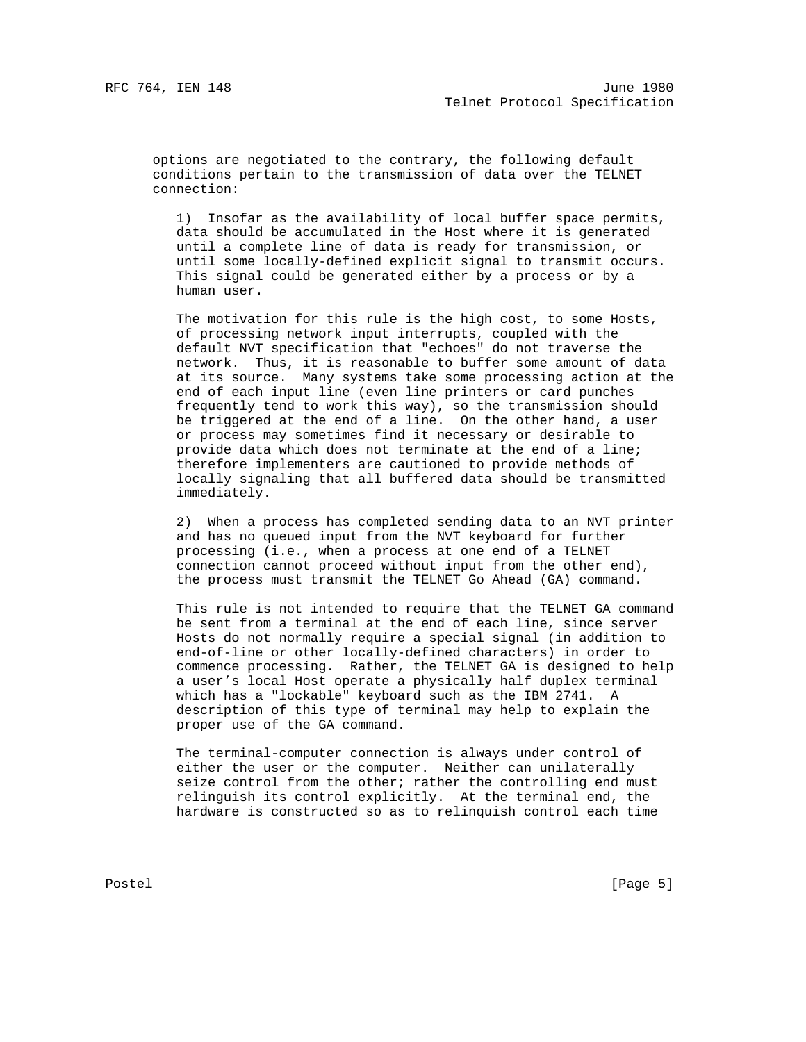options are negotiated to the contrary, the following default conditions pertain to the transmission of data over the TELNET connection:

1) Insofar as the availability of local buffer space permits, data should be accumulated in the Host where it is generated until a complete line of data is ready for transmission, or until some locally-defined explicit signal to transmit occurs. This signal could be generated either by a process or by a human user.

The motivation for this rule is the high cost, to some Hosts, of processing network input interrupts, coupled with the default NVT specification that "echoes" do not traverse the network. Thus, it is reasonable to buffer some amount of data at its source. Many systems take some processing action at the end of each input line (even line printers or card punches frequently tend to work this way), so the transmission should be triggered at the end of a line. On the other hand, a user or process may sometimes find it necessary or desirable to provide data which does not terminate at the end of a line; therefore implementers are cautioned to provide methods of locally signaling that all buffered data should be transmitted immediately.

2) When a process has completed sending data to an NVT printer and has no queued input from the NVT keyboard for further processing (i.e., when a process at one end of a TELNET connection cannot proceed without input from the other end), the process must transmit the TELNET Go Ahead (GA) command.

This rule is not intended to require that the TELNET GA command be sent from a terminal at the end of each line, since server Hosts do not normally require a special signal (in addition to end-of-line or other locally-defined characters) in order to commence processing. Rather, the TELNET GA is designed to help a user's local Host operate a physically half duplex terminal which has a "lockable" keyboard such as the IBM 2741. A description of this type of terminal may help to explain the proper use of the GA command.

The terminal-computer connection is always under control of either the user or the computer. Neither can unilaterally seize control from the other; rather the controlling end must relinguish its control explicitly. At the terminal end, the hardware is constructed so as to relinquish control each time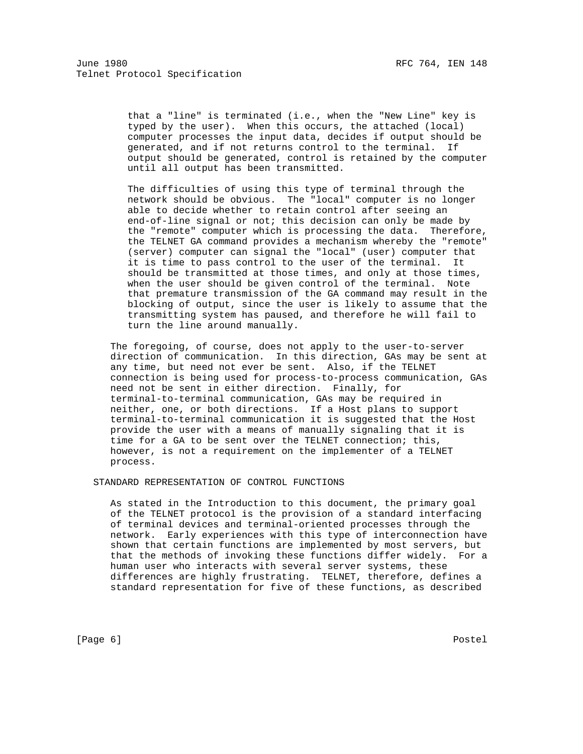that a "line" is terminated (i.e., when the "New Line" key is typed by the user). When this occurs, the attached (local) computer processes the input data, decides if output should be generated, and if not returns control to the terminal. If output should be generated, control is retained by the computer until all output has been transmitted.

The difficulties of using this type of terminal through the network should be obvious. The "local" computer is no longer able to decide whether to retain control after seeing an end-of-line signal or not; this decision can only be made by the "remote" computer which is processing the data. Therefore, the TELNET GA command provides a mechanism whereby the "remote" (server) computer can signal the "local" (user) computer that it is time to pass control to the user of the terminal. It should be transmitted at those times, and only at those times, when the user should be given control of the terminal. Note that premature transmission of the GA command may result in the blocking of output, since the user is likely to assume that the transmitting system has paused, and therefore he will fail to turn the line around manually.

The foregoing, of course, does not apply to the user-to-server direction of communication. In this direction, GAs may be sent at any time, but need not ever be sent. Also, if the TELNET connection is being used for process-to-process communication, GAs need not be sent in either direction. Finally, for terminal-to-terminal communication, GAs may be required in neither, one, or both directions. If a Host plans to support terminal-to-terminal communication it is suggested that the Host provide the user with a means of manually signaling that it is time for a GA to be sent over the TELNET connection; this, however, is not a requirement on the implementer of a TELNET process.

## STANDARD REPRESENTATION OF CONTROL FUNCTIONS

As stated in the Introduction to this document, the primary goal of the TELNET protocol is the provision of a standard interfacing of terminal devices and terminal-oriented processes through the network. Early experiences with this type of interconnection have shown that certain functions are implemented by most servers, but that the methods of invoking these functions differ widely. For a human user who interacts with several server systems, these differences are highly frustrating. TELNET, therefore, defines a standard representation for five of these functions, as described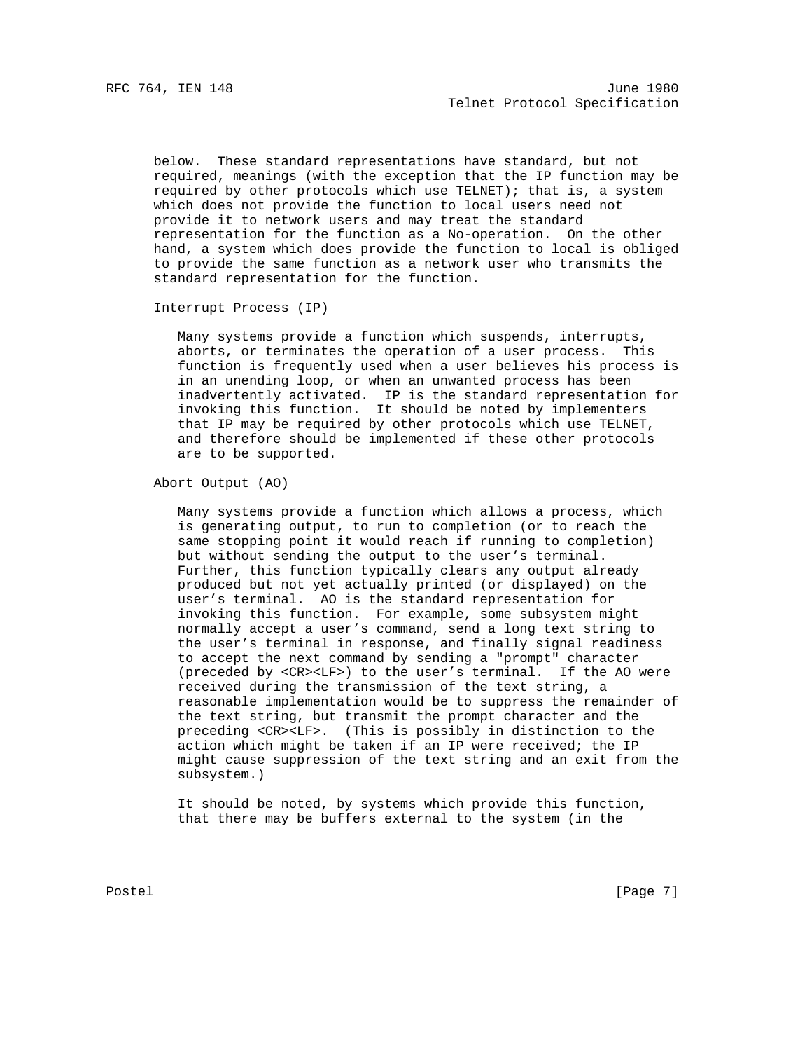below. These standard representations have standard, but not required, meanings (with the exception that the IP function may be required by other protocols which use TELNET); that is, a system which does not provide the function to local users need not provide it to network users and may treat the standard representation for the function as a No-operation. On the other hand, a system which does provide the function to local is obliged to provide the same function as a network user who transmits the standard representation for the function.

Interrupt Process (IP)

Many systems provide a function which suspends, interrupts, aborts, or terminates the operation of a user process. This function is frequently used when a user believes his process is in an unending loop, or when an unwanted process has been inadvertently activated. IP is the standard representation for invoking this function. It should be noted by implementers that IP may be required by other protocols which use TELNET, and therefore should be implemented if these other protocols are to be supported.

Abort Output (AO)

Many systems provide a function which allows a process, which is generating output, to run to completion (or to reach the same stopping point it would reach if running to completion) but without sending the output to the user's terminal. Further, this function typically clears any output already produced but not yet actually printed (or displayed) on the user's terminal. AO is the standard representation for invoking this function. For example, some subsystem might normally accept a user's command, send a long text string to the user's terminal in response, and finally signal readiness to accept the next command by sending a "prompt" character (preceded by <CR><LF>) to the user's terminal. If the AO were received during the transmission of the text string, a reasonable implementation would be to suppress the remainder of the text string, but transmit the prompt character and the preceding <CR><LF>. (This is possibly in distinction to the action which might be taken if an IP were received; the IP might cause suppression of the text string and an exit from the subsystem.)

It should be noted, by systems which provide this function, that there may be buffers external to the system (in the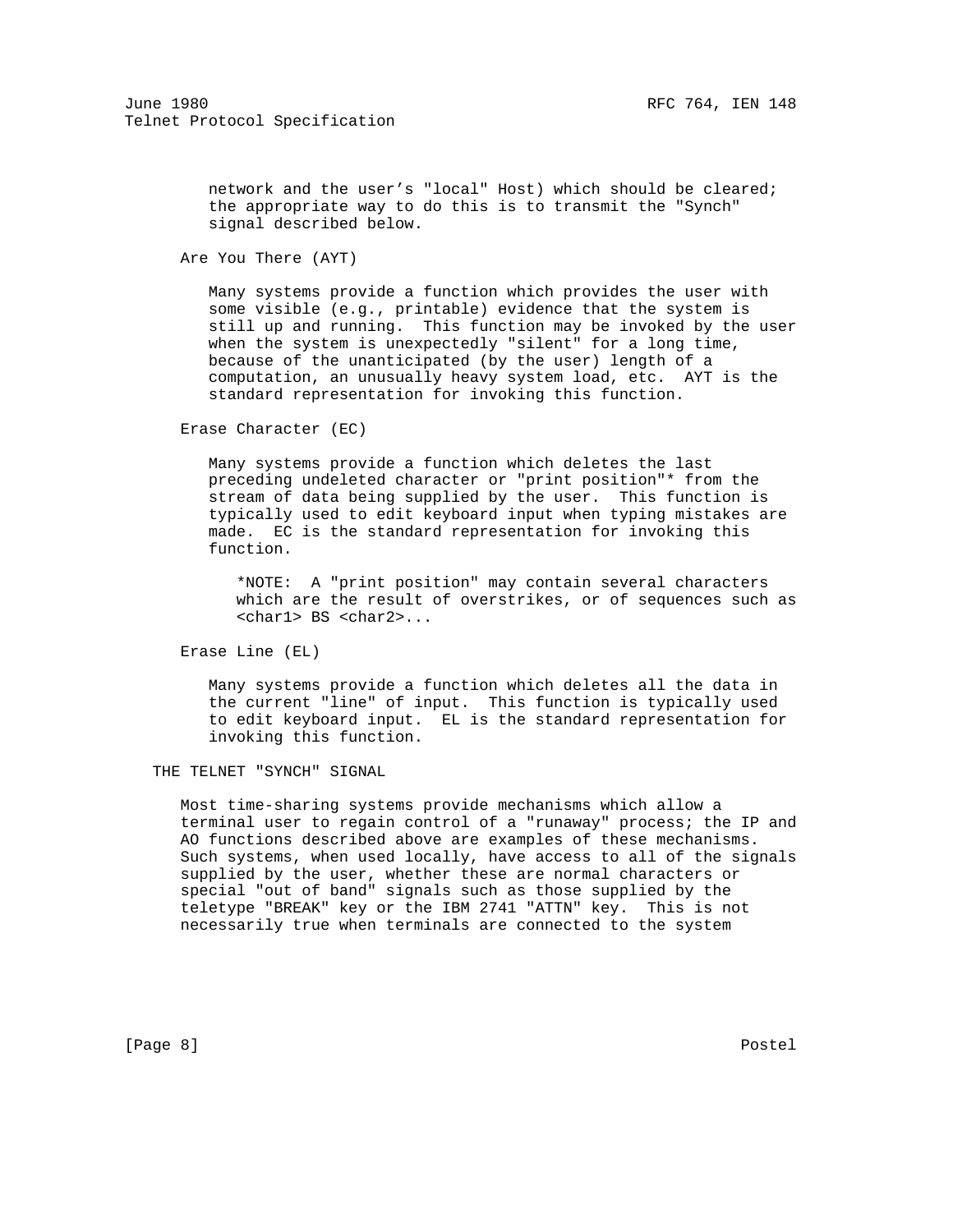network and the user's "local" Host) which should be cleared; the appropriate way to do this is to transmit the "Synch" signal described below.

Are You There (AYT)

Many systems provide a function which provides the user with some visible (e.g., printable) evidence that the system is still up and running. This function may be invoked by the user when the system is unexpectedly "silent" for a long time, because of the unanticipated (by the user) length of a computation, an unusually heavy system load, etc. AYT is the standard representation for invoking this function.

Erase Character (EC)

Many systems provide a function which deletes the last preceding undeleted character or "print position"* from the stream of data being supplied by the user. This function is typically used to edit keyboard input when typing mistakes are made. EC is the standard representation for invoking this function.

*NOTE: A "print position" may contain several characters which are the result of overstrikes, or of sequences such as <char1> BS <char2>...

Erase Line (EL)

Many systems provide a function which deletes all the data in the current "line" of input. This function is typically used to edit keyboard input. EL is the standard representation for invoking this function.

## THE TELNET "SYNCH" SIGNAL

Most time-sharing systems provide mechanisms which allow a terminal user to regain control of a "runaway" process; the IP and AO functions described above are examples of these mechanisms. Such systems, when used locally, have access to all of the signals supplied by the user, whether these are normal characters or special "out of band" signals such as those supplied by the teletype "BREAK" key or the IBM 2741 "ATTN" key. This is not necessarily true when terminals are connected to the system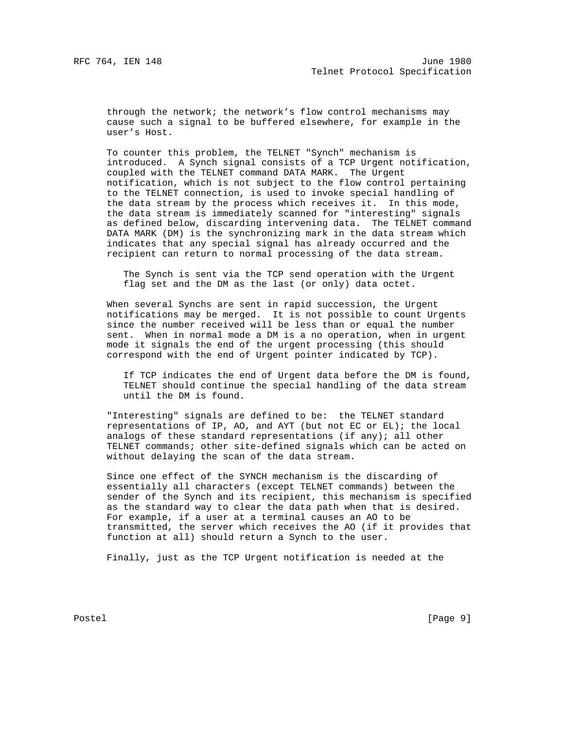through the network; the network's flow control mechanisms may cause such a signal to be buffered elsewhere, for example in the user's Host.

To counter this problem, the TELNET "Synch" mechanism is introduced. A Synch signal consists of a TCP Urgent notification, coupled with the TELNET command DATA MARK. The Urgent notification, which is not subject to the flow control pertaining to the TELNET connection, is used to invoke special handling of the data stream by the process which receives it. In this mode, the data stream is immediately scanned for "interesting" signals as defined below, discarding intervening data. The TELNET command DATA MARK (DM) is the synchronizing mark in the data stream which indicates that any special signal has already occurred and the recipient can return to normal processing of the data stream.

> The Synch is sent via the TCP send operation with the Urgent flag set and the DM as the last (or only) data octet.

When several Synchs are sent in rapid succession, the Urgent notifications may be merged. It is not possible to count Urgents since the number received will be less than or equal the number sent. When in normal mode a DM is a no operation, when in urgent mode it signals the end of the urgent processing (this should correspond with the end of Urgent pointer indicated by TCP).

> If TCP indicates the end of Urgent data before the DM is found, TELNET should continue the special handling of the data stream until the DM is found.

"Interesting" signals are defined to be: the TELNET standard representations of IP, AO, and AYT (but not EC or EL); the local analogs of these standard representations (if any); all other TELNET commands; other site-defined signals which can be acted on without delaying the scan of the data stream.

Since one effect of the SYNCH mechanism is the discarding of essentially all characters (except TELNET commands) between the sender of the Synch and its recipient, this mechanism is specified as the standard way to clear the data path when that is desired. For example, if a user at a terminal causes an AO to be transmitted, the server which receives the AO (if it provides that function at all) should return a Synch to the user.

Finally, just as the TCP Urgent notification is needed at the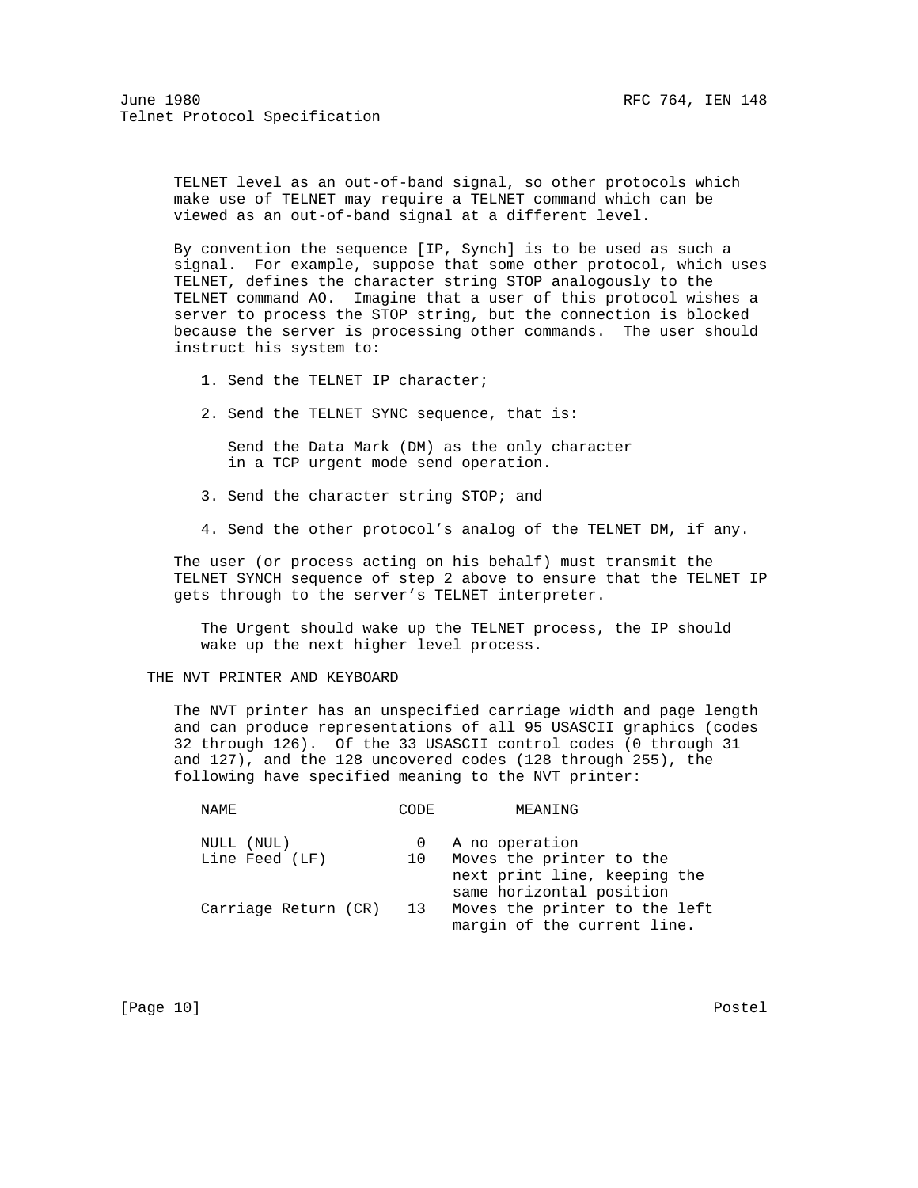TELNET level as an out-of-band signal, so other protocols which make use of TELNET may require a TELNET command which can be viewed as an out-of-band signal at a different level.

By convention the sequence [IP, Synch] is to be used as such a signal. For example, suppose that some other protocol, which uses TELNET, defines the character string STOP analogously to the TELNET command AO. Imagine that a user of this protocol wishes a server to process the STOP string, but the connection is blocked because the server is processing other commands. The user should instruct his system to:

1. Send the TELNET IP character;

2. Send the TELNET SYNC sequence, that is:

   Send the Data Mark (DM) as the only character in a TCP urgent mode send operation.

3. Send the character string STOP; and

4. Send the other protocol's analog of the TELNET DM, if any.

The user (or process acting on his behalf) must transmit the TELNET SYNCH sequence of step 2 above to ensure that the TELNET IP gets through to the server's TELNET interpreter.

The Urgent should wake up the TELNET process, the IP should wake up the next higher level process.

## THE NVT PRINTER AND KEYBOARD

The NVT printer has an unspecified carriage width and page length and can produce representations of all 95 USASCII graphics (codes 32 through 126). Of the 33 USASCII control codes (0 through 31 and 127), and the 128 uncovered codes (128 through 255), the following have specified meaning to the NVT printer:

| NAME | CODE | MEANING |
|---|---|---|
| NULL (NUL) | 0 | A no operation |
| Line Feed (LF) | 10 | Moves the printer to the next print line, keeping the same horizontal position |
| Carriage Return (CR) | 13 | Moves the printer to the left margin of the current line. |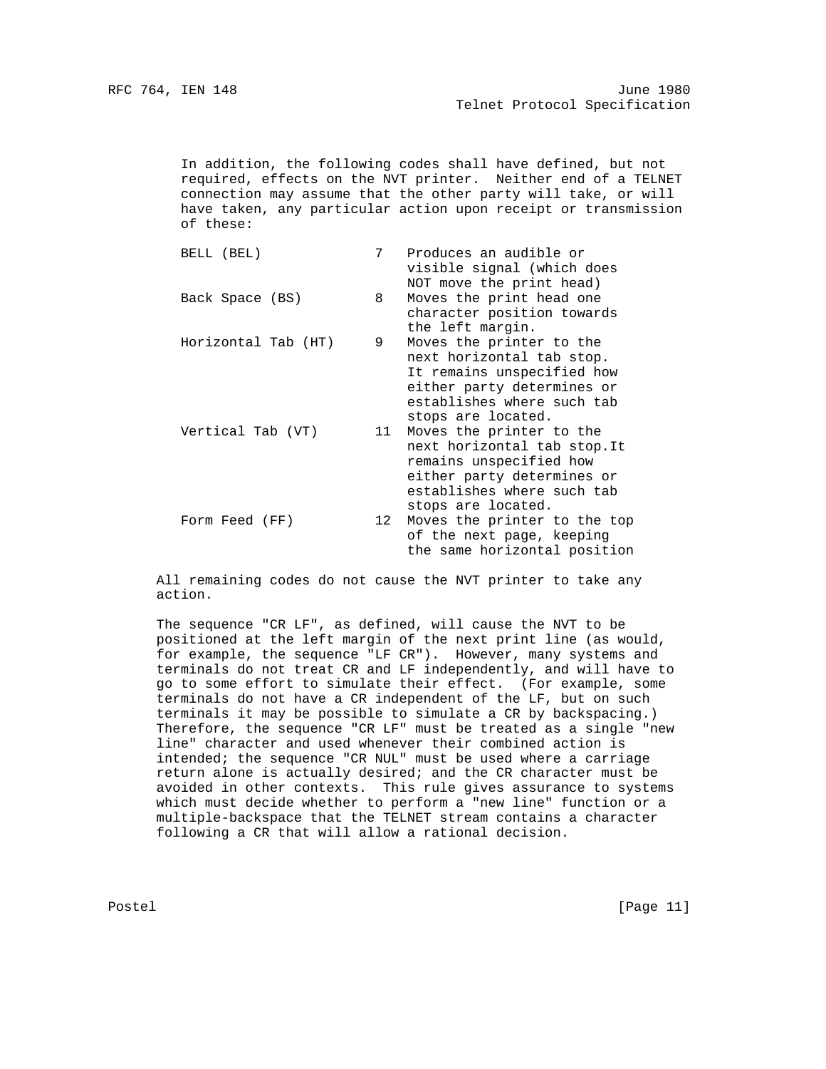In addition, the following codes shall have defined, but not required, effects on the NVT printer. Neither end of a TELNET connection may assume that the other party will take, or will have taken, any particular action upon receipt or transmission of these:

| | | |
|---|---|---|
| BELL (BEL) | 7 | Produces an audible or visible signal (which does NOT move the print head) |
| Back Space (BS) | 8 | Moves the print head one character position towards the left margin. |
| Horizontal Tab (HT) | 9 | Moves the printer to the next horizontal tab stop. It remains unspecified how either party determines or establishes where such tab stops are located. |
| Vertical Tab (VT) | 11 | Moves the printer to the next horizontal tab stop.It remains unspecified how either party determines or establishes where such tab stops are located. |
| Form Feed (FF) | 12 | Moves the printer to the top of the next page, keeping the same horizontal position |

All remaining codes do not cause the NVT printer to take any action.

The sequence "CR LF", as defined, will cause the NVT to be positioned at the left margin of the next print line (as would, for example, the sequence "LF CR"). However, many systems and terminals do not treat CR and LF independently, and will have to go to some effort to simulate their effect. (For example, some terminals do not have a CR independent of the LF, but on such terminals it may be possible to simulate a CR by backspacing.) Therefore, the sequence "CR LF" must be treated as a single "new line" character and used whenever their combined action is intended; the sequence "CR NUL" must be used where a carriage return alone is actually desired; and the CR character must be avoided in other contexts. This rule gives assurance to systems which must decide whether to perform a "new line" function or a multiple-backspace that the TELNET stream contains a character following a CR that will allow a rational decision.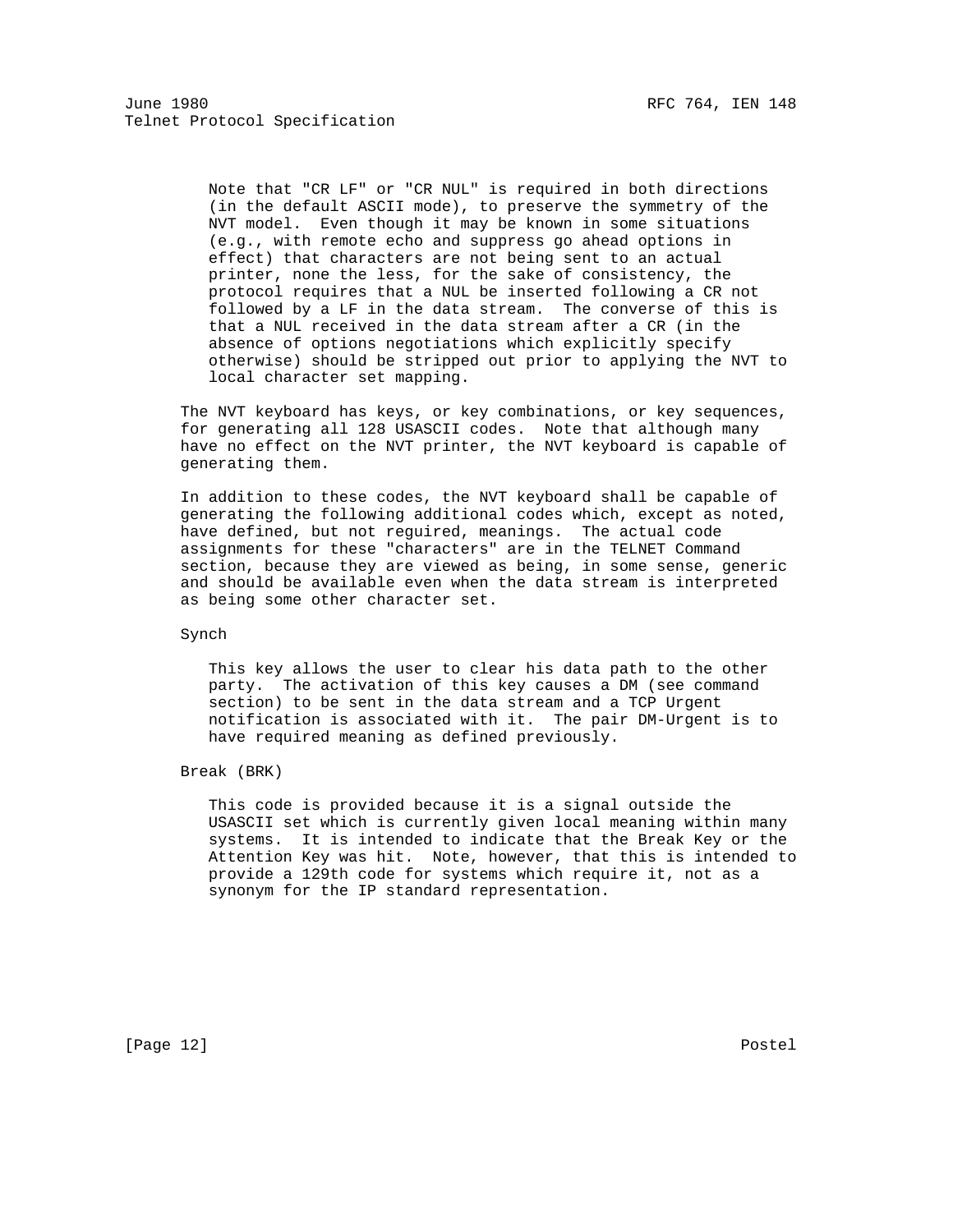Note that "CR LF" or "CR NUL" is required in both directions (in the default ASCII mode), to preserve the symmetry of the NVT model. Even though it may be known in some situations (e.g., with remote echo and suppress go ahead options in effect) that characters are not being sent to an actual printer, none the less, for the sake of consistency, the protocol requires that a NUL be inserted following a CR not followed by a LF in the data stream. The converse of this is that a NUL received in the data stream after a CR (in the absence of options negotiations which explicitly specify otherwise) should be stripped out prior to applying the NVT to local character set mapping.

The NVT keyboard has keys, or key combinations, or key sequences, for generating all 128 USASCII codes. Note that although many have no effect on the NVT printer, the NVT keyboard is capable of generating them.

In addition to these codes, the NVT keyboard shall be capable of generating the following additional codes which, except as noted, have defined, but not required, meanings. The actual code assignments for these "characters" are in the TELNET Command section, because they are viewed as being, in some sense, generic and should be available even when the data stream is interpreted as being some other character set.

Synch

This key allows the user to clear his data path to the other party. The activation of this key causes a DM (see command section) to be sent in the data stream and a TCP Urgent notification is associated with it. The pair DM-Urgent is to have required meaning as defined previously.

Break (BRK)

This code is provided because it is a signal outside the USASCII set which is currently given local meaning within many systems. It is intended to indicate that the Break Key or the Attention Key was hit. Note, however, that this is intended to provide a 129th code for systems which require it, not as a synonym for the IP standard representation.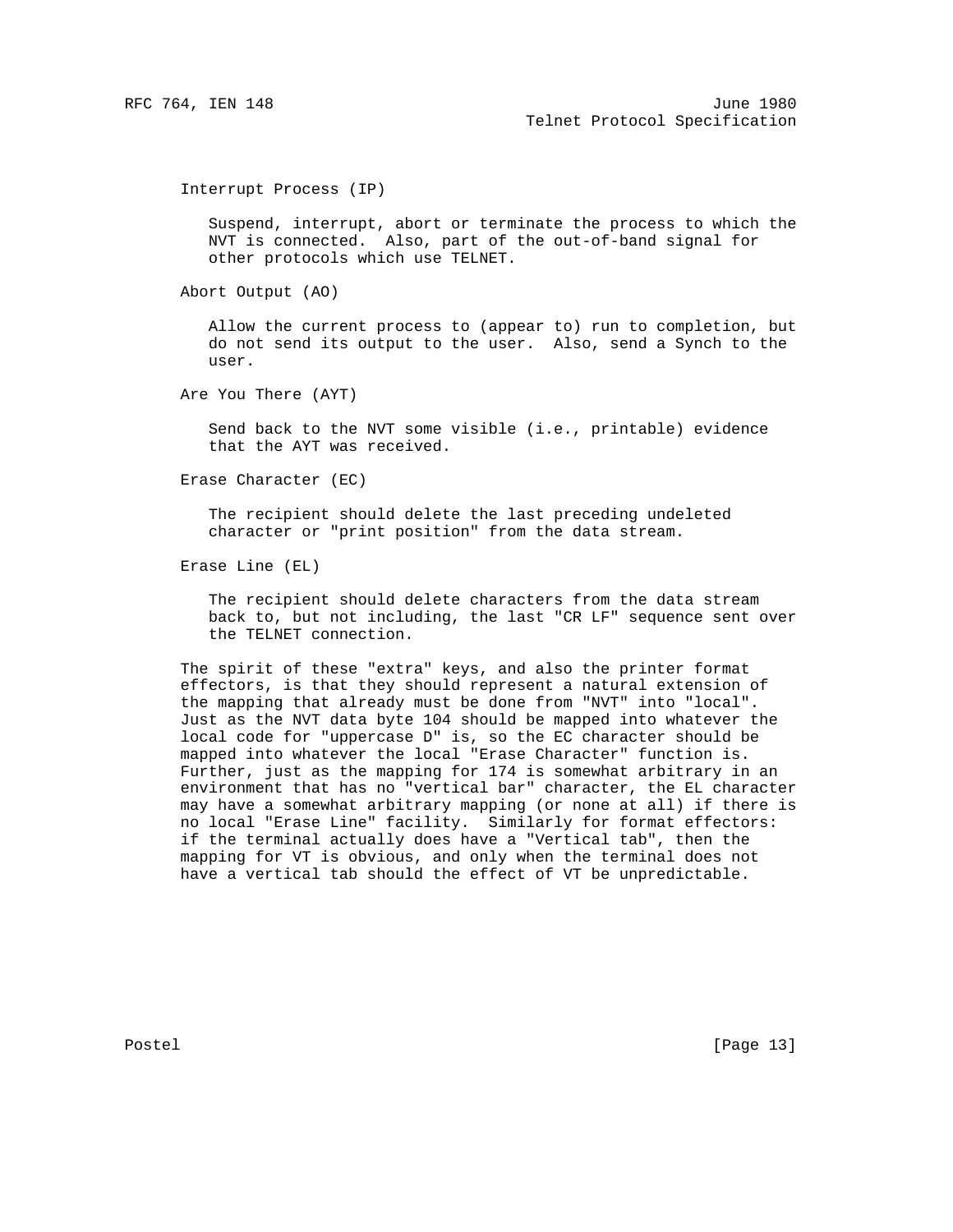Interrupt Process (IP)

Suspend, interrupt, abort or terminate the process to which the NVT is connected. Also, part of the out-of-band signal for other protocols which use TELNET.

Abort Output (AO)

Allow the current process to (appear to) run to completion, but do not send its output to the user. Also, send a Synch to the user.

Are You There (AYT)

Send back to the NVT some visible (i.e., printable) evidence that the AYT was received.

Erase Character (EC)

The recipient should delete the last preceding undeleted character or "print position" from the data stream.

Erase Line (EL)

The recipient should delete characters from the data stream back to, but not including, the last "CR LF" sequence sent over the TELNET connection.

The spirit of these "extra" keys, and also the printer format effectors, is that they should represent a natural extension of the mapping that already must be done from "NVT" into "local". Just as the NVT data byte 104 should be mapped into whatever the local code for "uppercase D" is, so the EC character should be mapped into whatever the local "Erase Character" function is. Further, just as the mapping for 174 is somewhat arbitrary in an environment that has no "vertical bar" character, the EL character may have a somewhat arbitrary mapping (or none at all) if there is no local "Erase Line" facility. Similarly for format effectors: if the terminal actually does have a "Vertical tab", then the mapping for VT is obvious, and only when the terminal does not have a vertical tab should the effect of VT be unpredictable.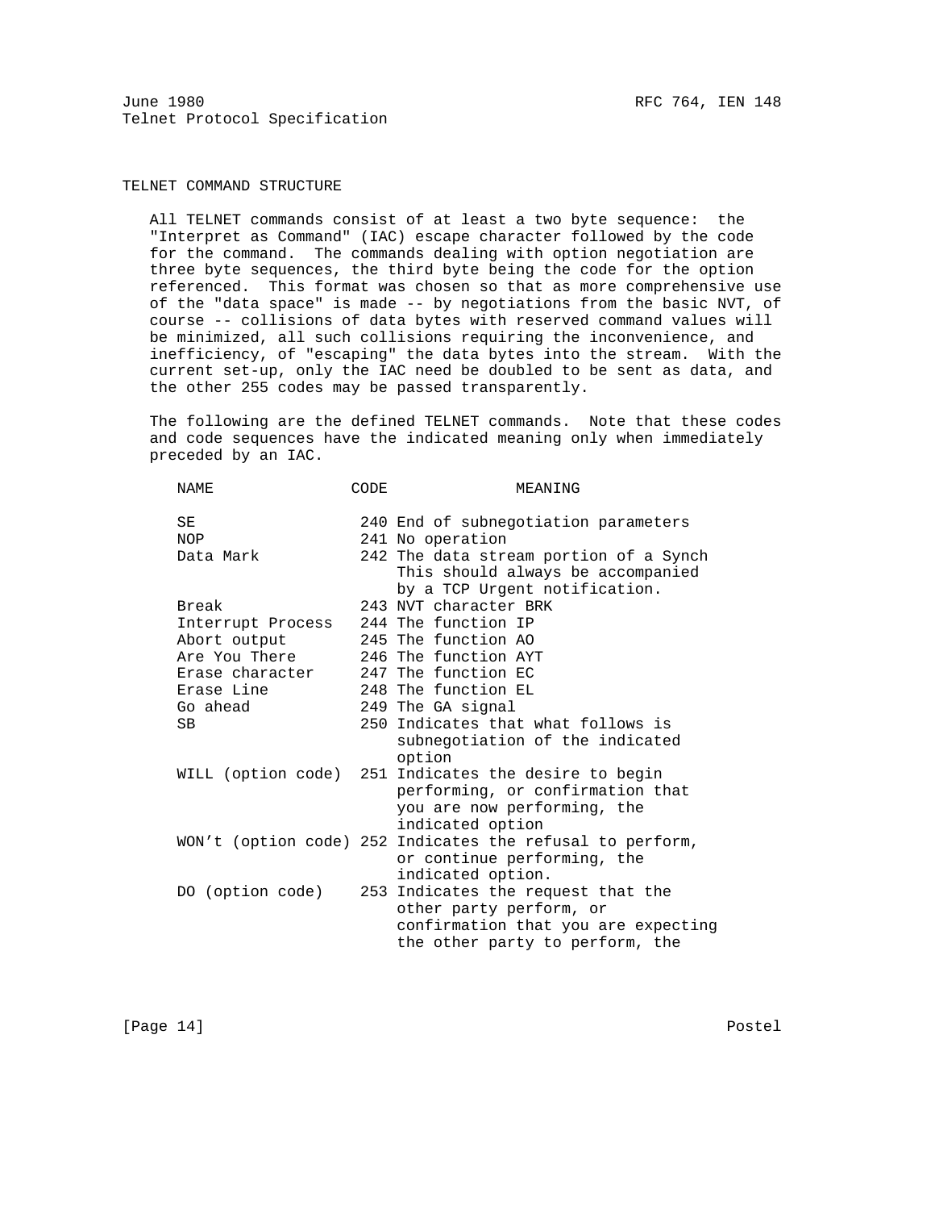## TELNET COMMAND STRUCTURE

All TELNET commands consist of at least a two byte sequence: the "Interpret as Command" (IAC) escape character followed by the code for the command. The commands dealing with option negotiation are three byte sequences, the third byte being the code for the option referenced. This format was chosen so that as more comprehensive use of the "data space" is made -- by negotiations from the basic NVT, of course -- collisions of data bytes with reserved command values will be minimized, all such collisions requiring the inconvenience, and inefficiency, of "escaping" the data bytes into the stream. With the current set-up, only the IAC need be doubled to be sent as data, and the other 255 codes may be passed transparently.

The following are the defined TELNET commands. Note that these codes and code sequences have the indicated meaning only when immediately preceded by an IAC.

| NAME | CODE | MEANING |
|---|---|---|
| SE | 240 | End of subnegotiation parameters |
| NOP | 241 | No operation |
| Data Mark | 242 | The data stream portion of a Synch This should always be accompanied by a TCP Urgent notification. |
| Break | 243 | NVT character BRK |
| Interrupt Process | 244 | The function IP |
| Abort output | 245 | The function AO |
| Are You There | 246 | The function AYT |
| Erase character | 247 | The function EC |
| Erase Line | 248 | The function EL |
| Go ahead | 249 | The GA signal |
| SB | 250 | Indicates that what follows is subnegotiation of the indicated option |
| WILL (option code) | 251 | Indicates the desire to begin performing, or confirmation that you are now performing, the indicated option |
| WON’t (option code) | 252 | Indicates the refusal to perform, or continue performing, the indicated option. |
| DO (option code) | 253 | Indicates the request that the other party perform, or confirmation that you are expecting the other party to perform, the |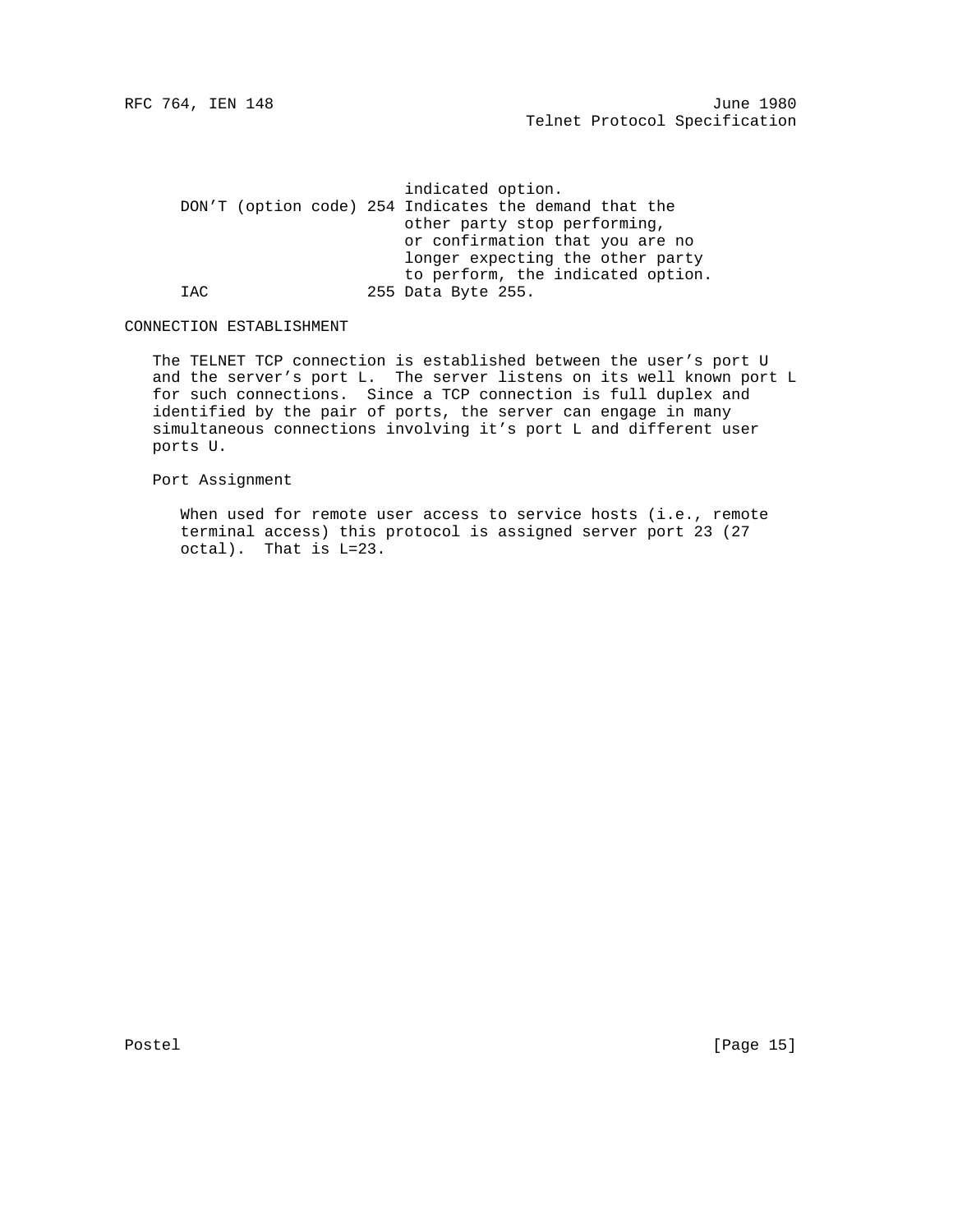| | | |
|---|---|---|
| | | indicated option. |
| DON’T (option code) | 254 | Indicates the demand that the other party stop performing, or confirmation that you are no longer expecting the other party to perform, the indicated option. |
| IAC | 255 | Data Byte 255. |

## CONNECTION ESTABLISHMENT

The TELNET TCP connection is established between the user’s port U and the server’s port L. The server listens on its well known port L for such connections. Since a TCP connection is full duplex and identified by the pair of ports, the server can engage in many simultaneous connections involving it’s port L and different user ports U.

### Port Assignment

When used for remote user access to service hosts (i.e., remote terminal access) this protocol is assigned server port 23 (27 octal). That is L=23.